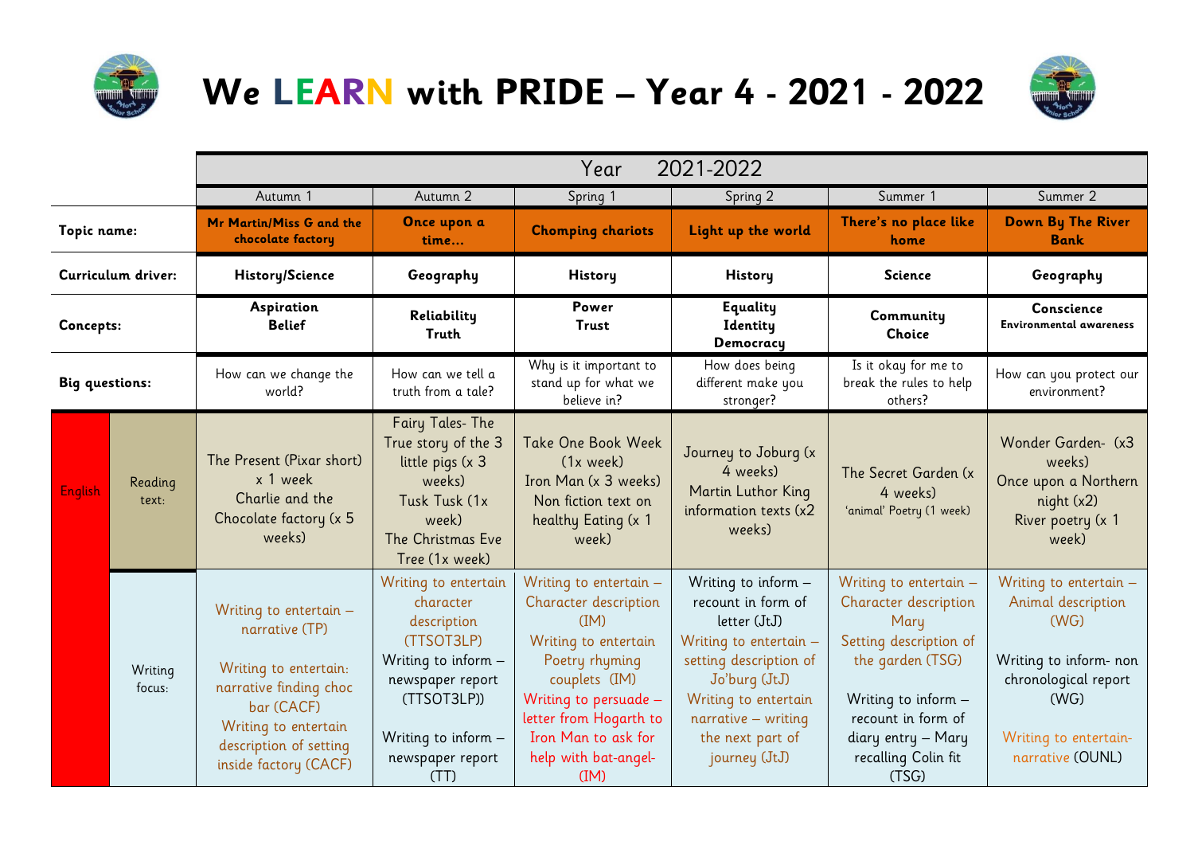# We LEARN with PRIDE – Year 4 - 2021 - 2022

| | | Year 2021-2022 | | | | | |
|---|---|---|---|---|---|---|---|
| | | Autumn 1 | Autumn 2 | Spring 1 | Spring 2 | Summer 1 | Summer 2 |
| **Topic name:** | | **Mr Martin/Miss G and the chocolate factory** | **Once upon a time…** | **Chomping chariots** | **Light up the world** | **There's no place like home** | **Down By The River Bank** |
| **Curriculum driver:** | | **History/Science** | **Geography** | **History** | **History** | **Science** | **Geography** |
| **Concepts:** | | **Aspiration Belief** | **Reliability Truth** | **Power Trust** | **Equality Identity Democracy** | **Community Choice** | **Conscience Environmental awareness** |
| **Big questions:** | | How can we change the world? | How can we tell a truth from a tale? | Why is it important to stand up for what we believe in? | How does being different make you stronger? | Is it okay for me to break the rules to help others? | How can you protect our environment? |
| English | Reading text: | The Present (Pixar short) x 1 week Charlie and the Chocolate factory (x 5 weeks) | Fairy Tales- The True story of the 3 little pigs (x 3 weeks) Tusk Tusk (1x week) The Christmas Eve Tree (1x week) | Take One Book Week (1x week) Iron Man (x 3 weeks) Non fiction text on healthy Eating (x 1 week) | Journey to Joburg (x 4 weeks) Martin Luthor King information texts (x2 weeks) | The Secret Garden (x 4 weeks) 'animal' Poetry (1 week) | Wonder Garden- (x3 weeks) Once upon a Northern night (x2) River poetry (x 1 week) |
| | Writing focus: | Writing to entertain – narrative (TP) Writing to entertain: narrative finding choc bar (CACF) Writing to entertain description of setting inside factory (CACF) | Writing to entertain character description (TTSOT3LP) Writing to inform – newspaper report (TTSOT3LP)) Writing to inform – newspaper report (TT) | Writing to entertain – Character description (IM) Writing to entertain Poetry rhyming couplets (IM) Writing to persuade – letter from Hogarth to Iron Man to ask for help with bat-angel- (IM) | Writing to inform – recount in form of letter (JtJ) Writing to entertain – setting description of Jo'burg (JtJ) Writing to entertain narrative – writing the next part of journey (JtJ) | Writing to entertain – Character description Mary Setting description of the garden (TSG) Writing to inform – recount in form of diary entry – Mary recalling Colin fit (TSG) | Writing to entertain – Animal description (WG) Writing to inform- non chronological report (WG) Writing to entertain- narrative (OUNL) |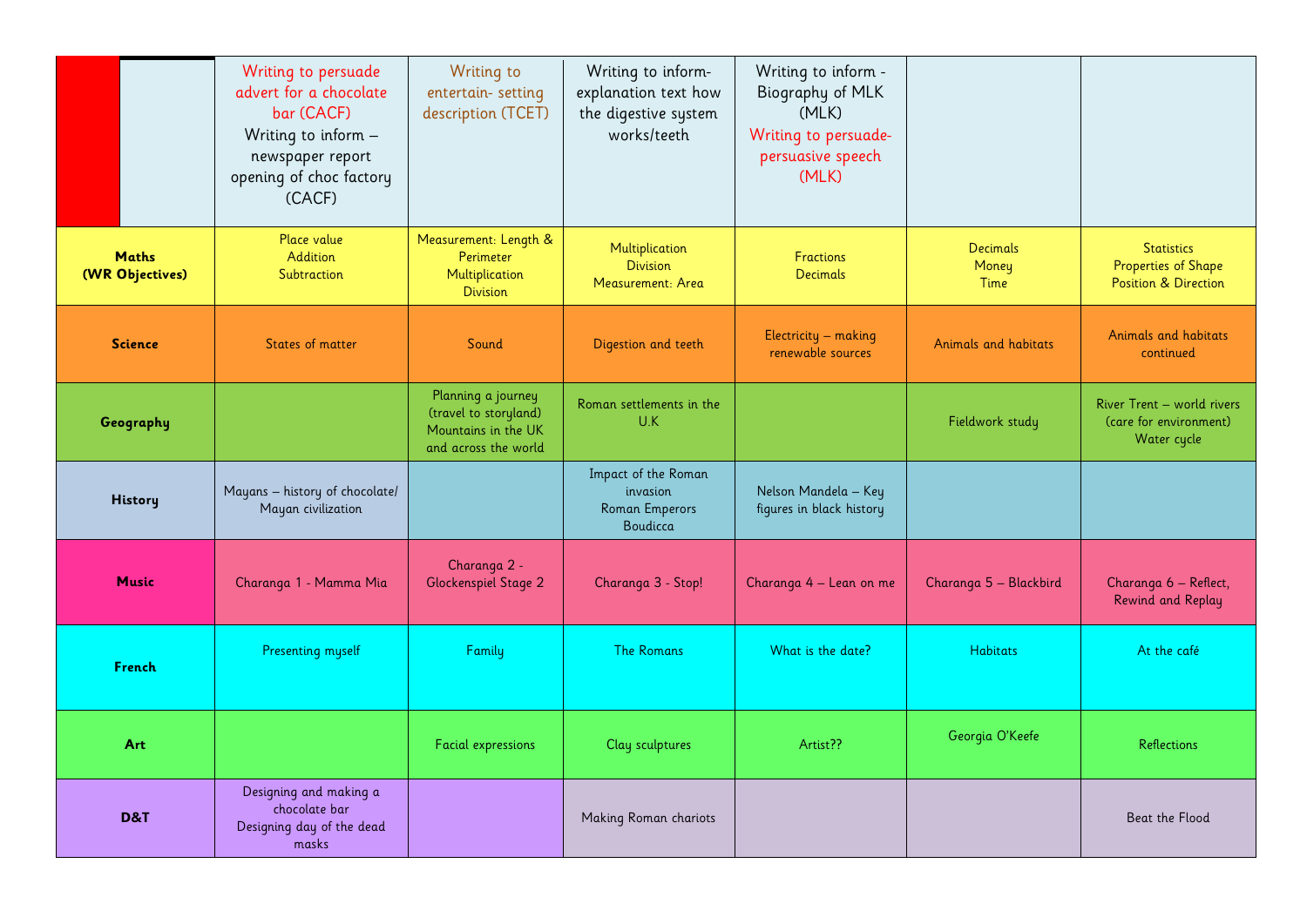| | Writing to persuade advert for a chocolate bar (CACF) Writing to inform – newspaper report opening of choc factory (CACF) | Writing to entertain- setting description (TCET) | Writing to inform- explanation text how the digestive system works/teeth | Writing to inform - Biography of MLK (MLK) Writing to persuade- persuasive speech (MLK) | | |
|---|---|---|---|---|---|---|
| **Maths (WR Objectives)** | Place value Addition Subtraction | Measurement: Length & Perimeter Multiplication Division | Multiplication Division Measurement: Area | Fractions Decimals | Decimals Money Time | Statistics Properties of Shape Position & Direction |
| **Science** | States of matter | Sound | Digestion and teeth | Electricity – making renewable sources | Animals and habitats | Animals and habitats continued |
| **Geography** | | Planning a journey (travel to storyland) Mountains in the UK and across the world | Roman settlements in the U.K | | Fieldwork study | River Trent – world rivers (care for environment) Water cycle |
| **History** | Mayans – history of chocolate/ Mayan civilization | | Impact of the Roman invasion Roman Emperors Boudicca | Nelson Mandela – Key figures in black history | | |
| **Music** | Charanga 1 - Mamma Mia | Charanga 2 - Glockenspiel Stage 2 | Charanga 3 - Stop! | Charanga 4 – Lean on me | Charanga 5 – Blackbird | Charanga 6 – Reflect, Rewind and Replay |
| **French** | Presenting myself | Family | The Romans | What is the date? | Habitats | At the café |
| **Art** | | Facial expressions | Clay sculptures | Artist?? | Georgia O'Keefe | Reflections |
| **D&T** | Designing and making a chocolate bar Designing day of the dead masks | | Making Roman chariots | | | Beat the Flood |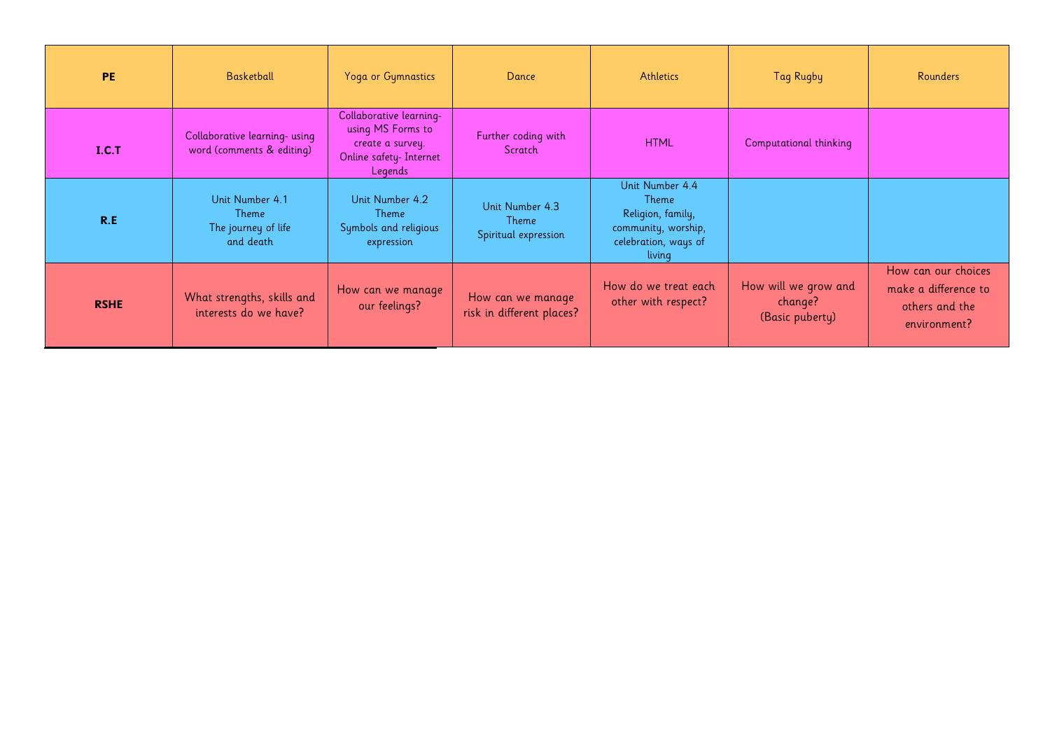| | | | | | | |
|---|---|---|---|---|---|---|
| **PE** | Basketball | Yoga or Gymnastics | Dance | Athletics | Tag Rugby | Rounders |
| **I.C.T** | Collaborative learning- using word (comments & editing) | Collaborative learning- using MS Forms to create a survey. Online safety- Internet Legends | Further coding with Scratch | HTML | Computational thinking | |
| **R.E** | Unit Number 4.1 Theme The journey of life and death | Unit Number 4.2 Theme Symbols and religious expression | Unit Number 4.3 Theme Spiritual expression | Unit Number 4.4 Theme Religion, family, community, worship, celebration, ways of living | | |
| **RSHE** | What strengths, skills and interests do we have? | How can we manage our feelings? | How can we manage risk in different places? | How do we treat each other with respect? | How will we grow and change? (Basic puberty) | How can our choices make a difference to others and the environment? |